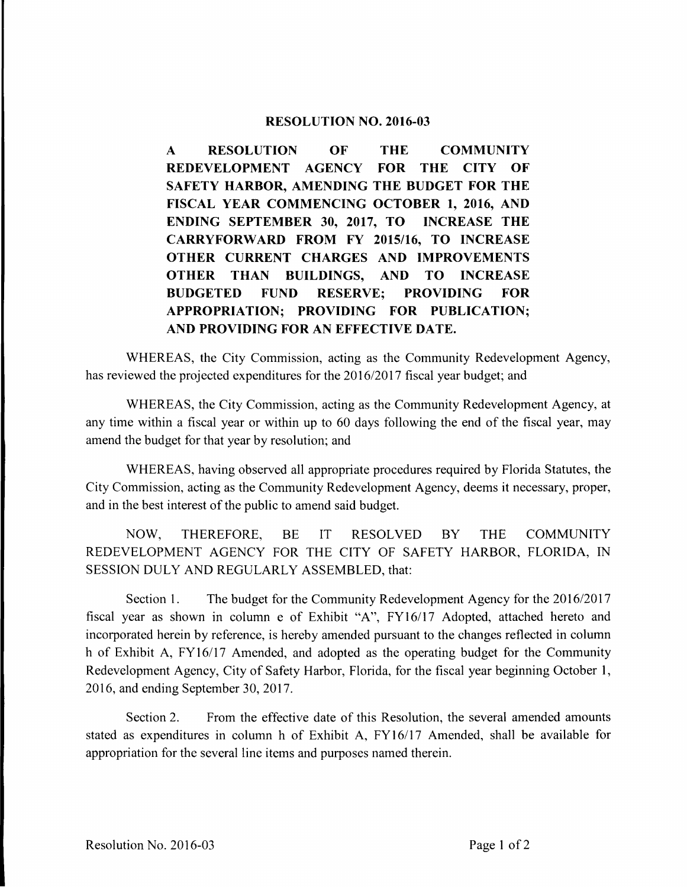# RESOLUTION NO. 2016-03

**A RESOLUTION OF THE COMMUNITY REDEVELOPMENT AGENCY FOR THE CITY OF SAFETY HARBOR, AMENDING THE BUDGET FOR THE FISCAL YEAR COMMENCING OCTOBER 1, 2016, AND ENDING SEPTEMBER 30, 2017, TO INCREASE THE CARRYFORWARD FROM FY 2015/16, TO INCREASE OTHER CURRENT CHARGES AND IMPROVEMENTS OTHER THAN BUILDINGS, AND TO INCREASE BUDGETED FUND RESERVE; PROVIDING FOR APPROPRIATION; PROVIDING FOR PUBLICATION; AND PROVIDING FOR AN EFFECTIVE DATE.**

WHEREAS, the City Commission, acting as the Community Redevelopment Agency, has reviewed the projected expenditures for the 2016/2017 fiscal year budget; and

WHEREAS, the City Commission, acting as the Community Redevelopment Agency, at any time within a fiscal year or within up to 60 days following the end of the fiscal year, may amend the budget for that year by resolution; and

WHEREAS, having observed all appropriate procedures required by Florida Statutes, the City Commission, acting as the Community Redevelopment Agency, deems it necessary, proper, and in the best interest of the public to amend said budget.

NOW, THEREFORE, BE IT RESOLVED BY THE COMMUNITY REDEVELOPMENT AGENCY FOR THE CITY OF SAFETY HARBOR, FLORIDA, IN SESSION DULY AND REGULARLY ASSEMBLED, that:

Section 1. The budget for the Community Redevelopment Agency for the 2016/2017 fiscal year as shown in column e of Exhibit "A", FY16/17 Adopted, attached hereto and incorporated herein by reference, is hereby amended pursuant to the changes reflected in column h of Exhibit A, FY16/17 Amended, and adopted as the operating budget for the Community Redevelopment Agency, City of Safety Harbor, Florida, for the fiscal year beginning October 1, 2016, and ending September 30, 2017.

Section 2. From the effective date of this Resolution, the several amended amounts stated as expenditures in column h of Exhibit A, FY16/17 Amended, shall be available for appropriation for the several line items and purposes named therein.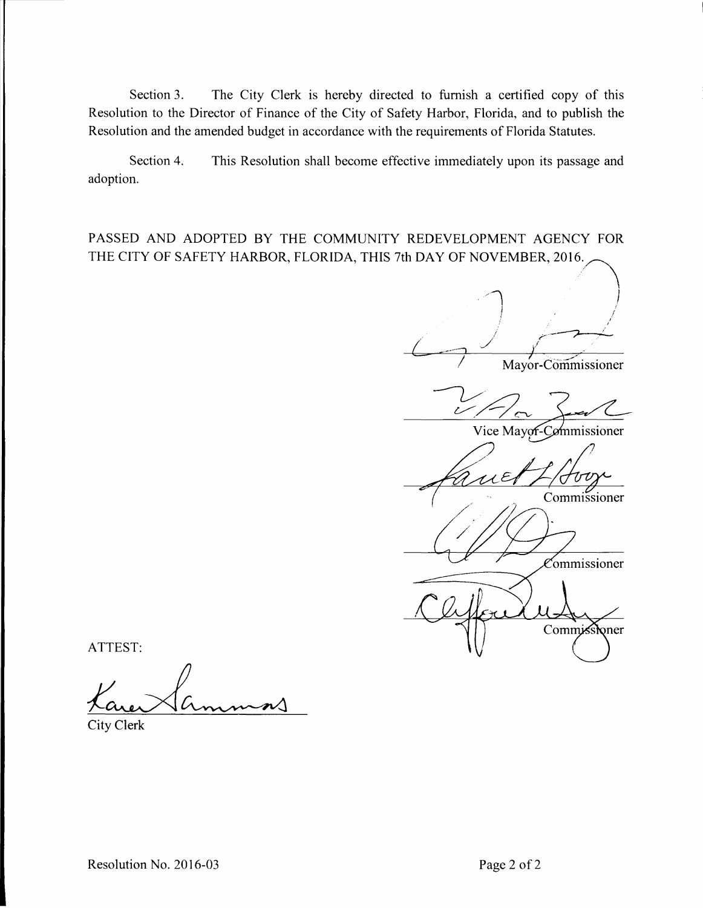Section 3. The City Clerk is hereby directed to furnish a certified copy of this Resolution to the Director of Finance of the City of Safety Harbor, Florida, and to publish the Resolution and the amended budget in accordance with the requirements of Florida Statutes.

Section 4. This Resolution shall become effective immediately upon its passage and adoption.

PASSED AND ADOPTED BY THE COMMUNITY REDEVELOPMENT AGENCY FOR THE CITY OF SAFETY HARBOR, FLORIDA, THIS 7th DAY OF NOVEMBER, 2016.

Mayor-Commissioner

Vice Mayor-Commissioner

Commissioner

Commissioner

Commissioner

ATTEST:

City Clerk

Resolution No. 2016-03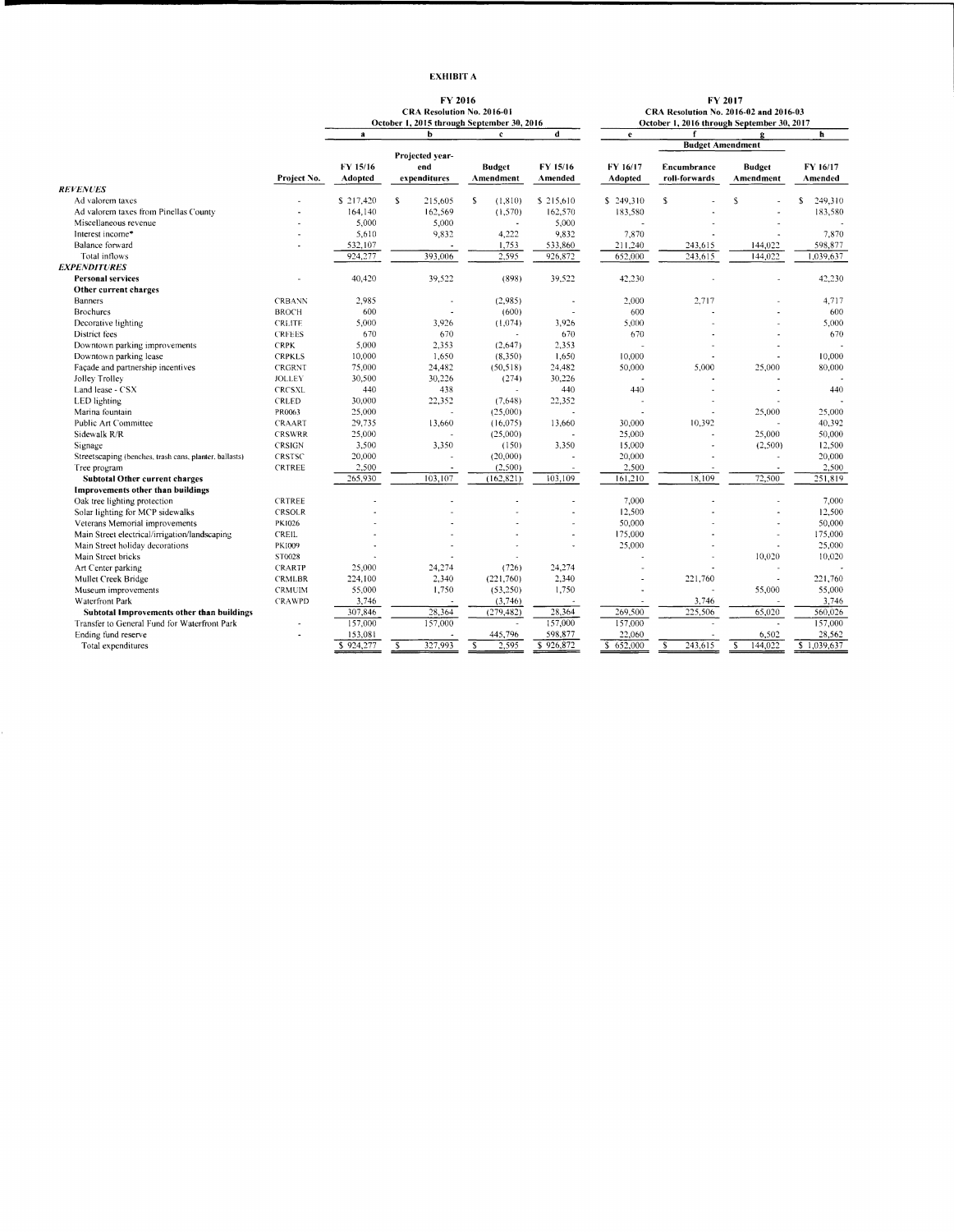# EXHIBIT A

| | | FY 2016 CRA Resolution No. 2016-01 October 1, 2015 through September 30, 2016 | | | | FY 2017 CRA Resolution No. 2016-02 and 2016-03 October 1, 2016 through September 30, 2017 | | | |
|---|---|---|---|---|---|---|---|---|---|
| | | a | b | c | d | e | f | g | h |
| | | | | | | | Budget Amendment | | |
| | Project No. | FY 15/16 Adopted | Projected year-end expenditures | Budget Amendment | FY 15/16 Amended | FY 16/17 Adopted | Encumbrance roll-forwards | Budget Amendment | FY 16/17 Amended |
| ***REVENUES*** | | | | | | | | | |
| Ad valorem taxes | - | $ 217,420 | $ 215,605 | $ (1,810) | $ 215,610 | $ 249,310 | $ - | $ - | $ 249,310 |
| Ad valorem taxes from Pinellas County | - | 164,140 | 162,569 | (1,570) | 162,570 | 183,580 | - | - | 183,580 |
| Miscellaneous revenue | - | 5,000 | 5,000 | - | 5,000 | - | - | - | - |
| Interest income* | - | 5,610 | 9,832 | 4,222 | 9,832 | 7,870 | - | - | 7,870 |
| Balance forward | - | 532,107 | - | 1,753 | 533,860 | 211,240 | 243,615 | 144,022 | 598,877 |
| Total inflows | | 924,277 | 393,006 | 2,595 | 926,872 | 652,000 | 243,615 | 144,022 | 1,039,637 |
| ***EXPENDITURES*** | | | | | | | | | |
| **Personal services** | - | 40,420 | 39,522 | (898) | 39,522 | 42,230 | - | - | 42,230 |
| **Other current charges** | | | | | | | | | |
| Banners | CRBANN | 2,985 | - | (2,985) | - | 2,000 | 2,717 | - | 4,717 |
| Brochures | BROCH | 600 | - | (600) | - | 600 | - | - | 600 |
| Decorative lighting | CRLITE | 5,000 | 3,926 | (1,074) | 3,926 | 5,000 | - | - | 5,000 |
| District fees | CRFEES | 670 | 670 | - | 670 | 670 | - | - | 670 |
| Downtown parking improvements | CRPK | 5,000 | 2,353 | (2,647) | 2,353 | - | - | - | - |
| Downtown parking lease | CRPKLS | 10,000 | 1,650 | (8,350) | 1,650 | 10,000 | - | - | 10,000 |
| Façade and partnership incentives | CRGRNT | 75,000 | 24,482 | (50,518) | 24,482 | 50,000 | 5,000 | 25,000 | 80,000 |
| Jolley Trolley | JOLLEY | 30,500 | 30,226 | (274) | 30,226 | - | - | - | - |
| Land lease - CSX | CRCSXL | 440 | 438 | - | 440 | 440 | - | - | 440 |
| LED lighting | CRLED | 30,000 | 22,352 | (7,648) | 22,352 | - | - | - | - |
| Marina fountain | PR0063 | 25,000 | - | (25,000) | - | - | - | 25,000 | 25,000 |
| Public Art Committee | CRAART | 29,735 | 13,660 | (16,075) | 13,660 | 30,000 | 10,392 | - | 40,392 |
| Sidewalk R/R | CRSWRR | 25,000 | - | (25,000) | - | 25,000 | - | 25,000 | 50,000 |
| Signage | CRSIGN | 3,500 | 3,350 | (150) | 3,350 | 15,000 | - | (2,500) | 12,500 |
| Streetscaping (benches, trash cans, planter, ballasts) | CRSTSC | 20,000 | - | (20,000) | - | 20,000 | - | - | 20,000 |
| Tree program | CRTREE | 2,500 | - | (2,500) | - | 2,500 | - | - | 2,500 |
| **Subtotal Other current charges** | | 265,930 | 103,107 | (162,821) | 103,109 | 161,210 | 18,109 | 72,500 | 251,819 |
| **Improvements other than buildings** | | | | | | | | | |
| Oak tree lighting protection | CRTREE | - | - | - | - | 7,000 | - | - | 7,000 |
| Solar lighting for MCP sidewalks | CRSOLR | - | - | - | - | 12,500 | - | - | 12,500 |
| Veterans Memorial improvements | PK1026 | - | - | - | - | 50,000 | - | - | 50,000 |
| Main Street electrical/irrigation/landscaping | CREIL | - | - | - | - | 175,000 | - | - | 175,000 |
| Main Street holiday decorations | PK1009 | - | - | - | - | 25,000 | - | - | 25,000 |
| Main Street bricks | ST0028 | - | - | - | - | - | - | 10,020 | 10,020 |
| Art Center parking | CRARTP | 25,000 | 24,274 | (726) | 24,274 | - | - | - | - |
| Mullet Creek Bridge | CRMLBR | 224,100 | 2,340 | (221,760) | 2,340 | - | 221,760 | - | 221,760 |
| Museum improvements | CRMUIM | 55,000 | 1,750 | (53,250) | 1,750 | - | - | 55,000 | 55,000 |
| Waterfront Park | CRAWPD | 3,746 | - | (3,746) | - | - | 3,746 | - | 3,746 |
| **Subtotal Improvements other than buildings** | | 307,846 | 28,364 | (279,482) | 28,364 | 269,500 | 225,506 | 65,020 | 560,026 |
| Transfer to General Fund for Waterfront Park | - | 157,000 | 157,000 | - | 157,000 | 157,000 | - | - | 157,000 |
| Ending fund reserve | - | 153,081 | - | 445,796 | 598,877 | 22,060 | - | 6,502 | 28,562 |
| Total expenditures | | $ 924,277 | $ 327,993 | $ 2,595 | $ 926,872 | $ 652,000 | $ 243,615 | $ 144,022 | $ 1,039,637 |